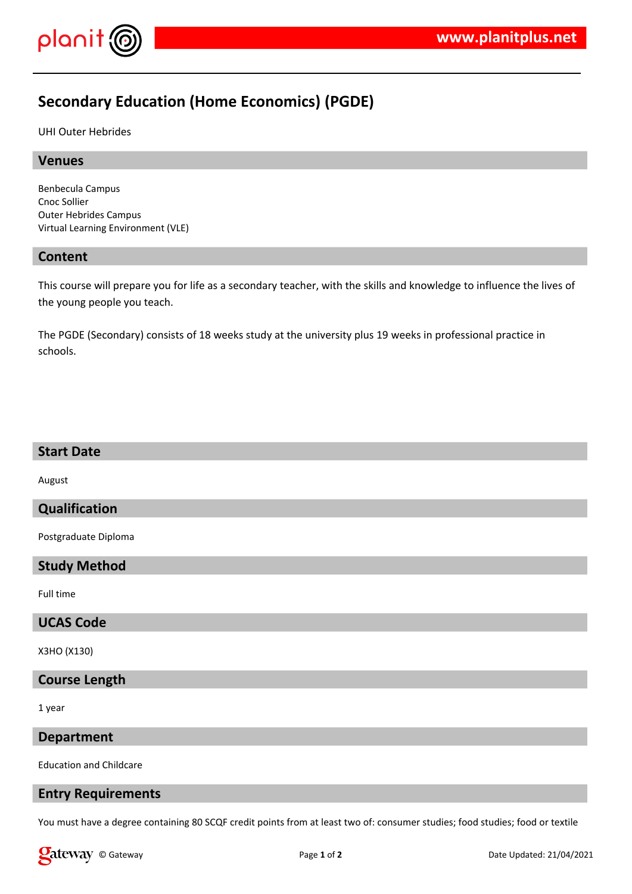# Secondary Education (Home Economics) (PGDE)

UHI Outer Hebrides

## Venues

Benbecula Campus
Cnoc Sollier
Outer Hebrides Campus
Virtual Learning Environment (VLE)

## Content

This course will prepare you for life as a secondary teacher, with the skills and knowledge to influence the lives of the young people you teach.

The PGDE (Secondary) consists of 18 weeks study at the university plus 19 weeks in professional practice in schools.

## Start Date

August

## Qualification

Postgraduate Diploma

## Study Method

Full time

## UCAS Code

X3HO (X130)

## Course Length

1 year

## Department

Education and Childcare

## Entry Requirements

You must have a degree containing 80 SCQF credit points from at least two of: consumer studies; food studies; food or textile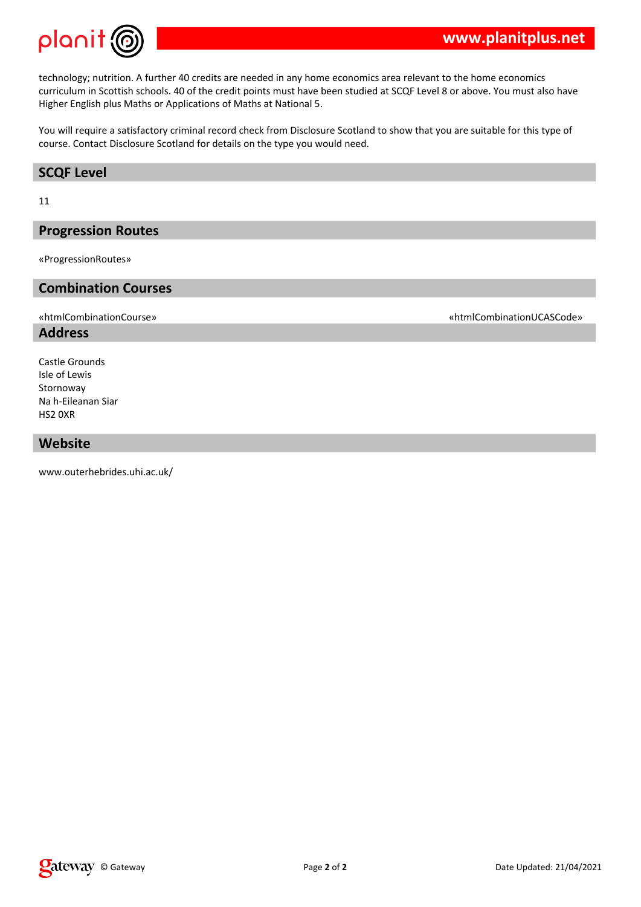technology; nutrition. A further 40 credits are needed in any home economics area relevant to the home economics curriculum in Scottish schools. 40 of the credit points must have been studied at SCQF Level 8 or above. You must also have Higher English plus Maths or Applications of Maths at National 5.

You will require a satisfactory criminal record check from Disclosure Scotland to show that you are suitable for this type of course. Contact Disclosure Scotland for details on the type you would need.

## SCQF Level

11

## Progression Routes

«ProgressionRoutes»

## Combination Courses

«htmlCombinationCourse» «htmlCombinationUCASCode»

## Address

Castle Grounds
Isle of Lewis
Stornoway
Na h-Eileanan Siar
HS2 0XR

## Website

www.outerhebrides.uhi.ac.uk/

© Gateway

Date Updated: 21/04/2021